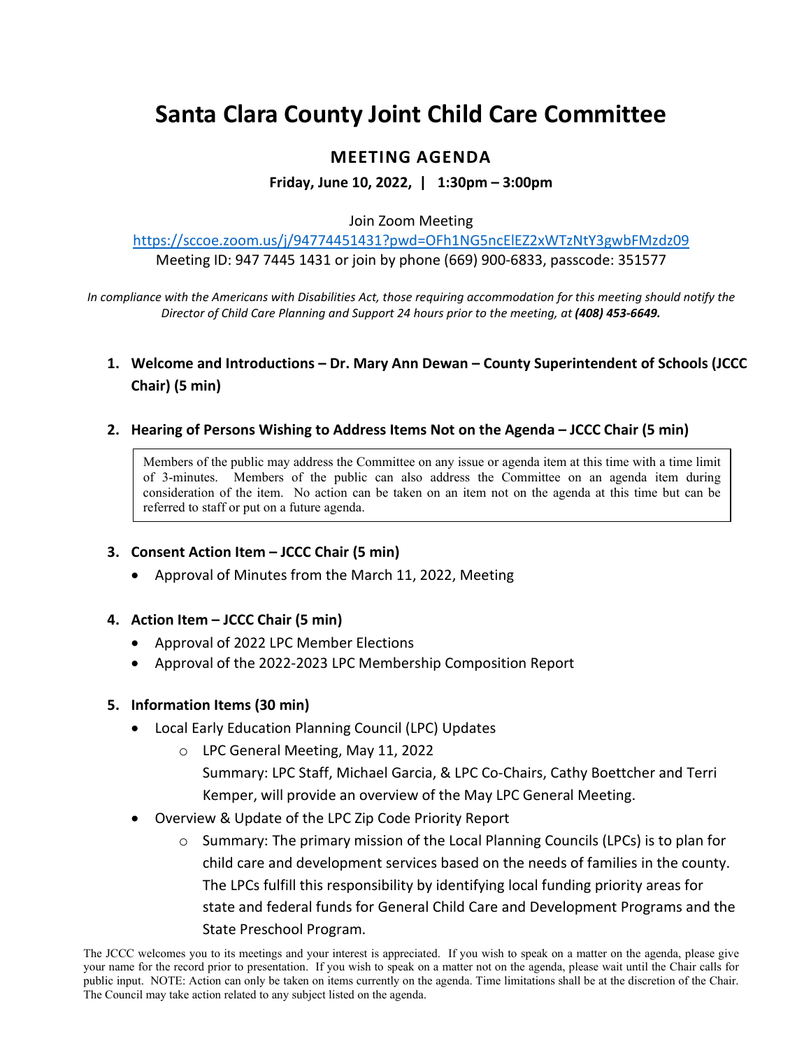# Santa Clara County Joint Child Care Committee

## MEETING AGENDA

**Friday, June 10, 2022, | 1:30pm – 3:00pm**

Join Zoom Meeting

https://sccoe.zoom.us/j/94774451431?pwd=OFh1NG5ncElEZ2xWTzNtY3gwbFMzdz09

Meeting ID: 947 7445 1431 or join by phone (669) 900-6833, passcode: 351577

*In compliance with the Americans with Disabilities Act, those requiring accommodation for this meeting should notify the Director of Child Care Planning and Support 24 hours prior to the meeting, at* ***(408) 453-6649.***

1. **Welcome and Introductions – Dr. Mary Ann Dewan – County Superintendent of Schools (JCCC Chair) (5 min)**

2. **Hearing of Persons Wishing to Address Items Not on the Agenda – JCCC Chair (5 min)**

   Members of the public may address the Committee on any issue or agenda item at this time with a time limit of 3-minutes. Members of the public can also address the Committee on an agenda item during consideration of the item. No action can be taken on an item not on the agenda at this time but can be referred to staff or put on a future agenda.

3. **Consent Action Item – JCCC Chair (5 min)**
   - Approval of Minutes from the March 11, 2022, Meeting

4. **Action Item – JCCC Chair (5 min)**
   - Approval of 2022 LPC Member Elections
   - Approval of the 2022-2023 LPC Membership Composition Report

5. **Information Items (30 min)**
   - Local Early Education Planning Council (LPC) Updates
     - LPC General Meeting, May 11, 2022
       Summary: LPC Staff, Michael Garcia, & LPC Co-Chairs, Cathy Boettcher and Terri Kemper, will provide an overview of the May LPC General Meeting.
   - Overview & Update of the LPC Zip Code Priority Report
     - Summary: The primary mission of the Local Planning Councils (LPCs) is to plan for child care and development services based on the needs of families in the county. The LPCs fulfill this responsibility by identifying local funding priority areas for state and federal funds for General Child Care and Development Programs and the State Preschool Program.

The JCCC welcomes you to its meetings and your interest is appreciated. If you wish to speak on a matter on the agenda, please give your name for the record prior to presentation. If you wish to speak on a matter not on the agenda, please wait until the Chair calls for public input. NOTE: Action can only be taken on items currently on the agenda. Time limitations shall be at the discretion of the Chair. The Council may take action related to any subject listed on the agenda.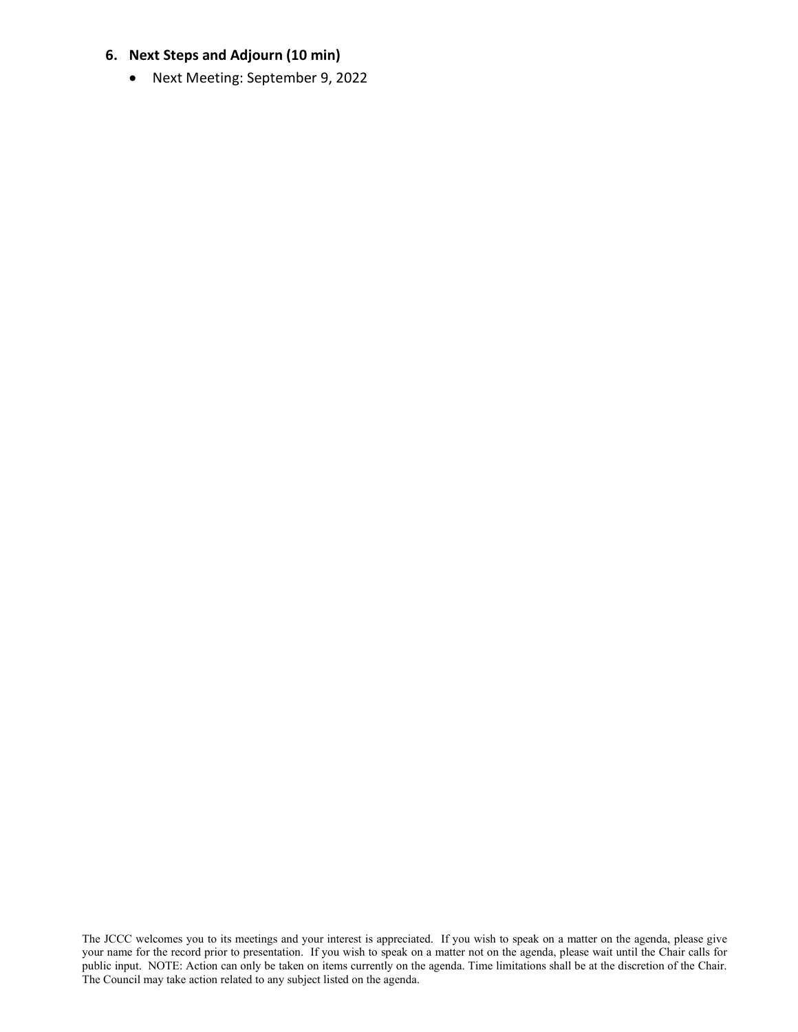6. **Next Steps and Adjourn (10 min)**
   - Next Meeting: September 9, 2022

The JCCC welcomes you to its meetings and your interest is appreciated. If you wish to speak on a matter on the agenda, please give your name for the record prior to presentation. If you wish to speak on a matter not on the agenda, please wait until the Chair calls for public input. NOTE: Action can only be taken on items currently on the agenda. Time limitations shall be at the discretion of the Chair. The Council may take action related to any subject listed on the agenda.